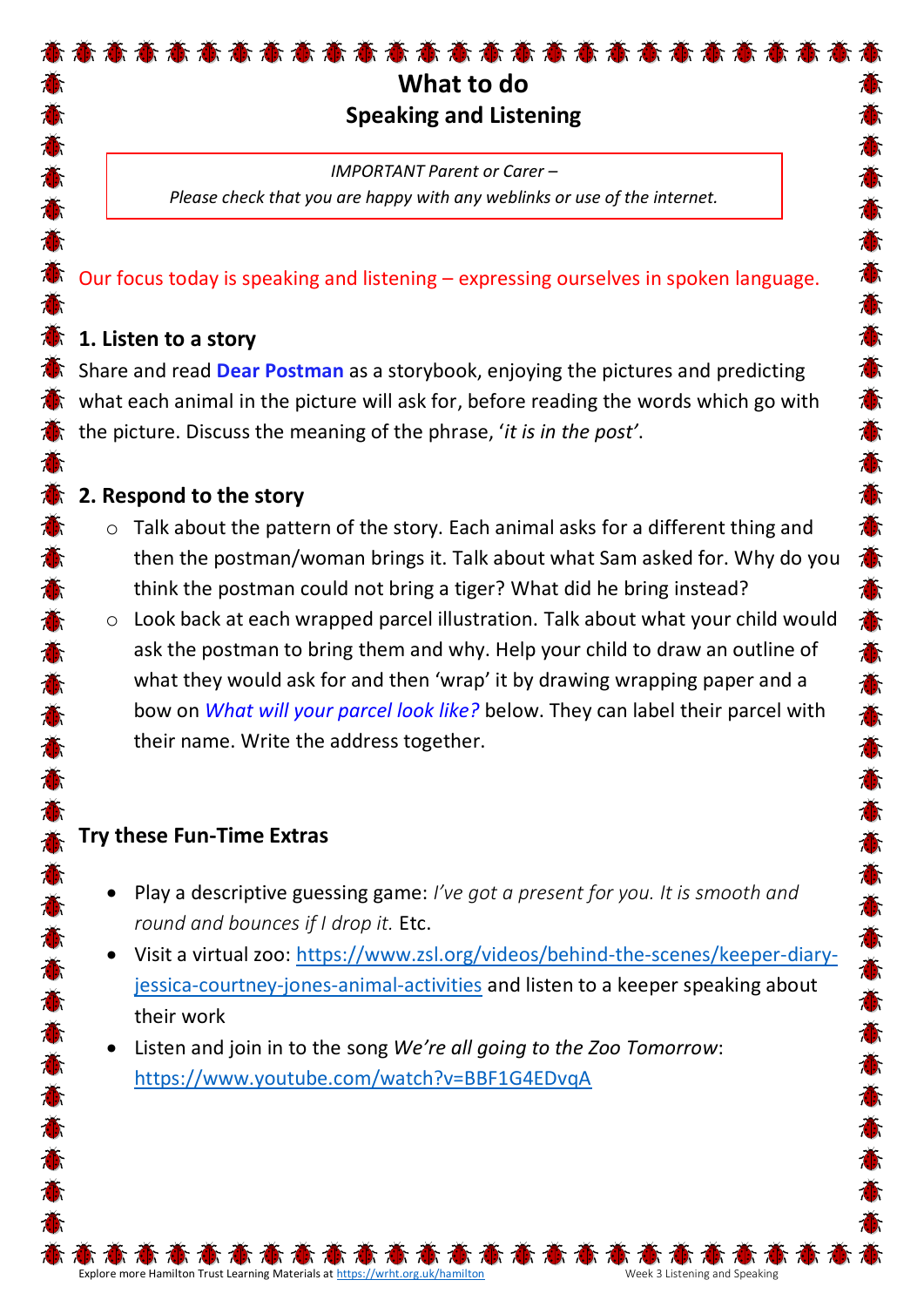# What to do
## Speaking and Listening

> *IMPORTANT Parent or Carer –*
> *Please check that you are happy with any weblinks or use of the internet.*

Our focus today is speaking and listening – expressing ourselves in spoken language.

### 1. Listen to a story

Share and read **Dear Postman** as a storybook, enjoying the pictures and predicting what each animal in the picture will ask for, before reading the words which go with the picture. Discuss the meaning of the phrase, '*it is in the post'*.

### 2. Respond to the story

- Talk about the pattern of the story. Each animal asks for a different thing and then the postman/woman brings it. Talk about what Sam asked for. Why do you think the postman could not bring a tiger? What did he bring instead?
- Look back at each wrapped parcel illustration. Talk about what your child would ask the postman to bring them and why. Help your child to draw an outline of what they would ask for and then 'wrap' it by drawing wrapping paper and a bow on *What will your parcel look like?* below. They can label their parcel with their name. Write the address together.

### Try these Fun-Time Extras

- Play a descriptive guessing game: *I've got a present for you. It is smooth and round and bounces if I drop it.* Etc.
- Visit a virtual zoo: https://www.zsl.org/videos/behind-the-scenes/keeper-diary-jessica-courtney-jones-animal-activities and listen to a keeper speaking about their work
- Listen and join in to the song *We're all going to the Zoo Tomorrow*: https://www.youtube.com/watch?v=BBF1G4EDvqA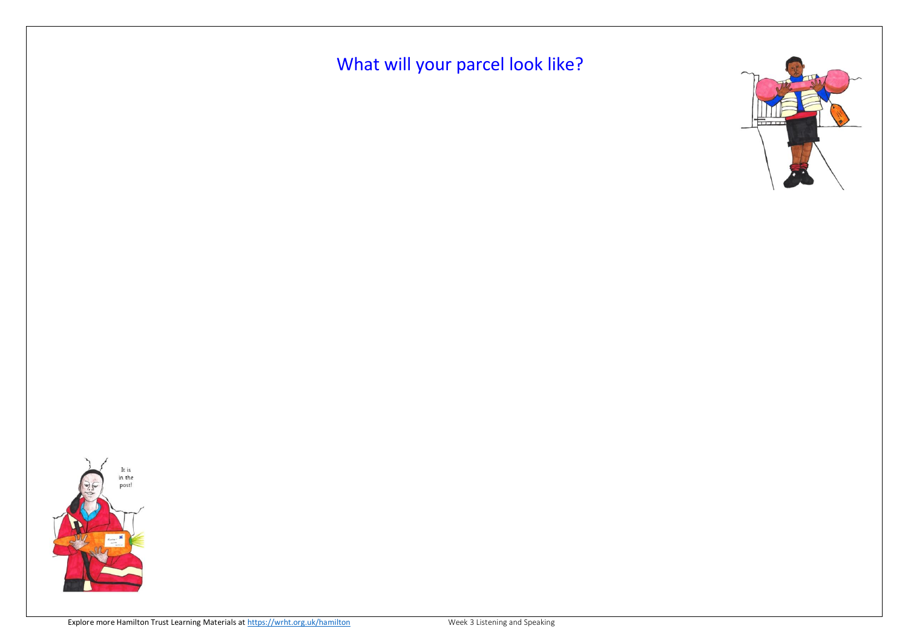# What will your parcel look like?